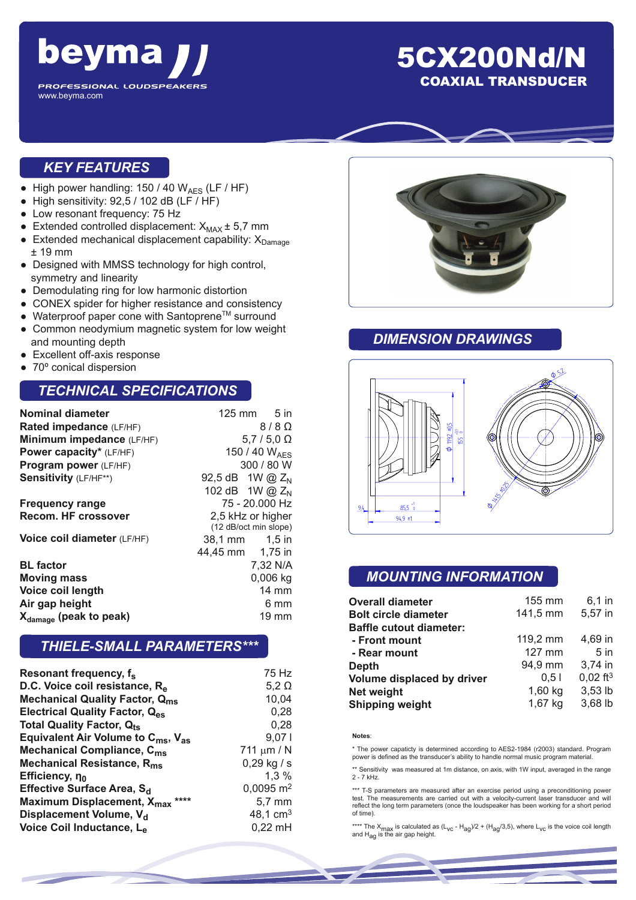# beyma

PROFESSIONAL LOUDSPEAKERS
www.beyma.com

# 5CX200Nd/N

## COAXIAL TRANSDUCER

## KEY FEATURES

- High power handling: 150 / 40 $W_{AES}$ (LF / HF)
- High sensitivity: 92,5 / 102 dB (LF / HF)
- Low resonant frequency: 75 Hz
- Extended controlled displacement: $X_{MAX}$ ± 5,7 mm
- Extended mechanical displacement capability: $X_{Damage}$ ± 19 mm
- Designed with MMSS technology for high control, symmetry and linearity
- Demodulating ring for low harmonic distortion
- CONEX spider for higher resistance and consistency
- Waterproof paper cone with Santoprene™ surround
- Common neodymium magnetic system for low weight and mounting depth
- Excellent off-axis response
- 70º conical dispersion

## TECHNICAL SPECIFICATIONS

| | |
|---|---|
| **Nominal diameter** | 125 mm 5 in |
| **Rated impedance** (LF/HF) | 8 / 8 Ω |
| **Minimum impedance** (LF/HF) | 5,7 / 5,0 Ω |
| **Power capacity*** (LF/HF) | 150 / 40 $W_{AES}$ |
| **Program power** (LF/HF) | 300 / 80 W |
| **Sensitivity** (LF/HF**) | 92,5 dB 1W @ $Z_N$ |
| | 102 dB 1W @ $Z_N$ |
| **Frequency range** | 75 - 20.000 Hz |
| **Recom. HF crossover** | 2,5 kHz or higher (12 dB/oct min slope) |
| **Voice coil diameter** (LF/HF) | 38,1 mm 1,5 in |
| | 44,45 mm 1,75 in |
| **BL factor** | 7,32 N/A |
| **Moving mass** | 0,006 kg |
| **Voice coil length** | 14 mm |
| **Air gap height** | 6 mm |
| **$X_{damage}$ (peak to peak)** | 19 mm |

## THIELE-SMALL PARAMETERS***

| | |
|---|---|
| **Resonant frequency, $f_s$** | 75 Hz |
| **D.C. Voice coil resistance, $R_e$** | 5,2 Ω |
| **Mechanical Quality Factor, $Q_{ms}$** | 10,04 |
| **Electrical Quality Factor, $Q_{es}$** | 0,28 |
| **Total Quality Factor, $Q_{ts}$** | 0,28 |
| **Equivalent Air Volume to $C_{ms}$, $V_{as}$** | 9,07 l |
| **Mechanical Compliance, $C_{ms}$** | 711 µm / N |
| **Mechanical Resistance, $R_{ms}$** | 0,29 kg / s |
| **Efficiency, $\eta_0$** | 1,3 % |
| **Effective Surface Area, $S_d$** | 0,0095 $m^2$ |
| **Maximum Displacement, $X_{max}$ ****** | 5,7 mm |
| **Displacement Volume, $V_d$** | 48,1 $cm^3$ |
| **Voice Coil Inductance, $L_e$** | 0,22 mH |

## DIMENSION DRAWINGS

ϕ 5,2 — ϕ 119,2 ±0,5 — 155 — ϕ 141,5 ±0,25 — 9,4 — 85,5 — 94,9 ±1

## MOUNTING INFORMATION

| | | |
|---|---|---|
| **Overall diameter** | 155 mm | 6,1 in |
| **Bolt circle diameter** | 141,5 mm | 5,57 in |
| **Baffle cutout diameter:** | | |
| **- Front mount** | 119,2 mm | 4,69 in |
| **- Rear mount** | 127 mm | 5 in |
| **Depth** | 94,9 mm | 3,74 in |
| **Volume displaced by driver** | 0,5 l | 0,02 $ft^3$ |
| **Net weight** | 1,60 kg | 3,53 lb |
| **Shipping weight** | 1,67 kg | 3,68 lb |

**Notes**:

\* The power capacity is determined according to AES2-1984 (r2003) standard. Program power is defined as the transducer's ability to handle normal music program material.

\*\* Sensitivity was measured at 1m distance, on axis, with 1W input, averaged in the range 2 - 7 kHz.

\*\*\* T-S parameters are measured after an exercise period using a preconditioning power test. The measurements are carried out with a velocity-current laser transducer and will reflect the long term parameters (once the loudspeaker has been working for a short period of time).

\*\*\*\* The $X_{max}$ is calculated as $(L_{VC} - H_{ag})/2 + (H_{ag}/3,5)$, where $L_{VC}$ is the voice coil length and $H_{ag}$ is the air gap height.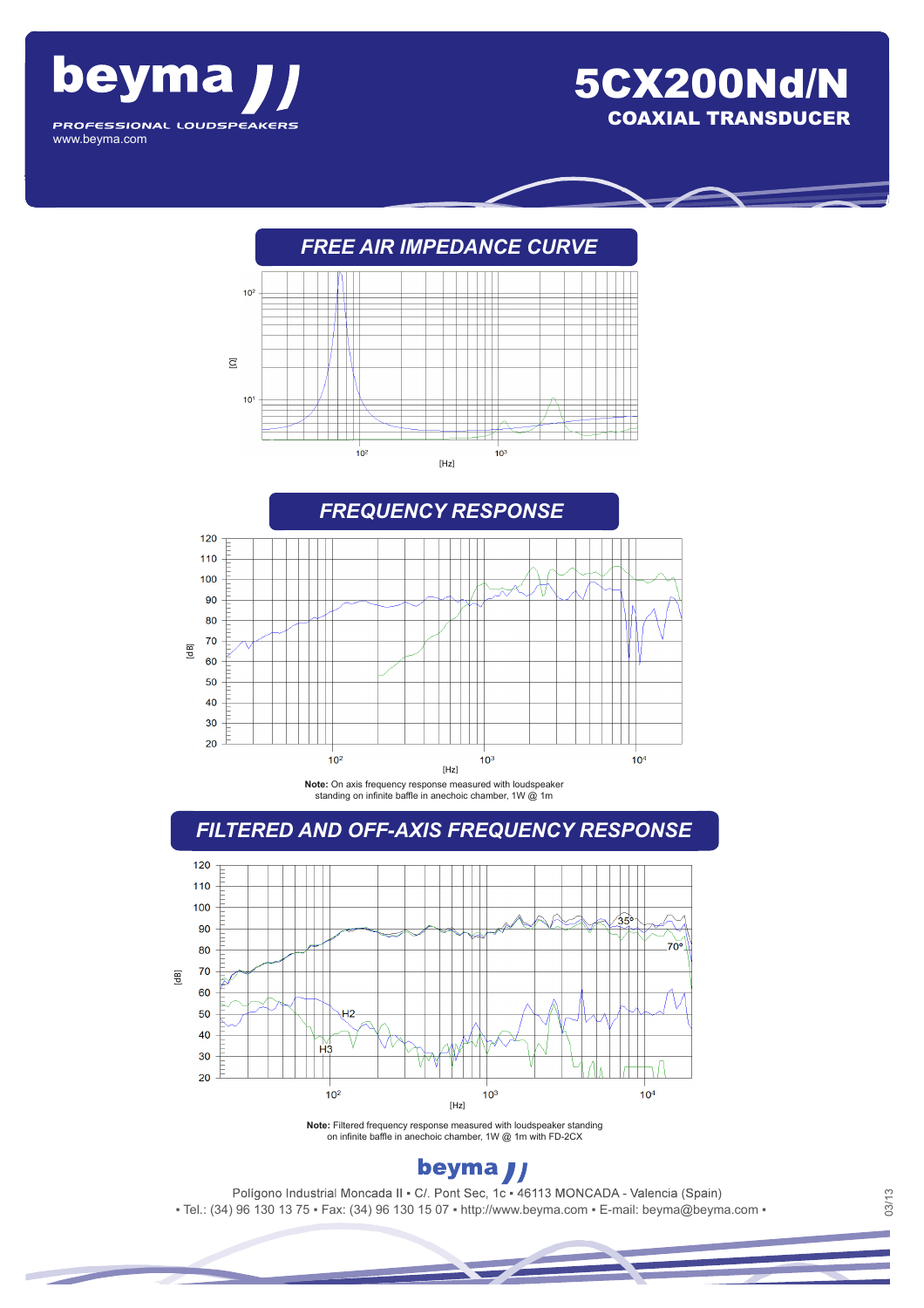beyma

PROFESSIONAL LOUDSPEAKERS

www.beyma.com

# 5CX200Nd/N

## COAXIAL TRANSDUCER

## FREE AIR IMPEDANCE CURVE

$10^2$

[Ω]

$10^1$

$10^2$

$10^3$

[Hz]

## FREQUENCY RESPONSE

120
110
100
90
80
70
60
50
40
30
20

[dB]

$10^2$

$10^3$

$10^4$

[Hz]

**Note:** On axis frequency response measured with loudspeaker standing on infinite baffle in anechoic chamber, 1W @ 1m

## FILTERED AND OFF-AXIS FREQUENCY RESPONSE

120
110
100
90
80
70
60
50
40
30
20

[dB]

35°

70°

H2

H3

$10^2$

$10^3$

$10^4$

[Hz]

**Note:** Filtered frequency response measured with loudspeaker standing on infinite baffle in anechoic chamber, 1W @ 1m with FD-2CX

beyma

Polígono Industrial Moncada II • C/. Pont Sec, 1c • 46113 MONCADA - Valencia (Spain)

• Tel.: (34) 96 130 13 75 • Fax: (34) 96 130 15 07 • http://www.beyma.com • E-mail: beyma@beyma.com •

03/13